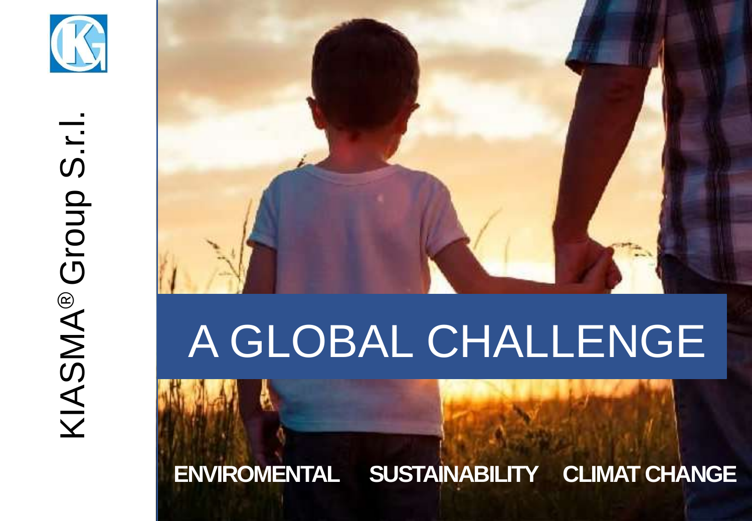KIASMA® Group S.r.l.

# A GLOBAL CHALLENGE

**ENVIROMENTAL SUSTAINABILITY CLIMAT CHANGE**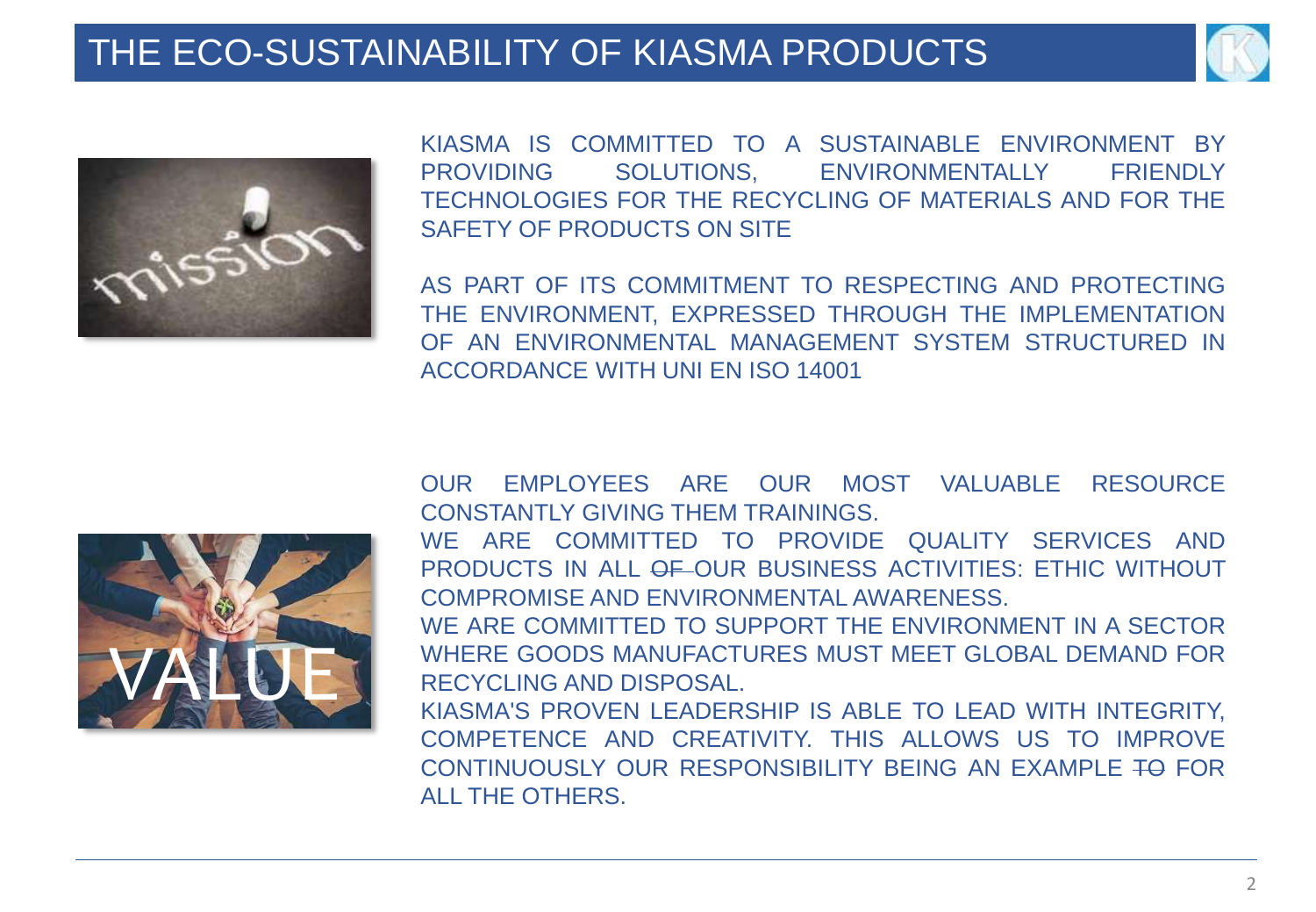# THE ECO-SUSTAINABILITY OF KIASMA PRODUCTS

KIASMA IS COMMITTED TO A SUSTAINABLE ENVIRONMENT BY PROVIDING SOLUTIONS, ENVIRONMENTALLY FRIENDLY TECHNOLOGIES FOR THE RECYCLING OF MATERIALS AND FOR THE SAFETY OF PRODUCTS ON SITE

AS PART OF ITS COMMITMENT TO RESPECTING AND PROTECTING THE ENVIRONMENT, EXPRESSED THROUGH THE IMPLEMENTATION OF AN ENVIRONMENTAL MANAGEMENT SYSTEM STRUCTURED IN ACCORDANCE WITH UNI EN ISO 14001

OUR EMPLOYEES ARE OUR MOST VALUABLE RESOURCE CONSTANTLY GIVING THEM TRAININGS.

WE ARE COMMITTED TO PROVIDE QUALITY SERVICES AND PRODUCTS IN ALL ~~OF~~ OUR BUSINESS ACTIVITIES: ETHIC WITHOUT COMPROMISE AND ENVIRONMENTAL AWARENESS.

WE ARE COMMITTED TO SUPPORT THE ENVIRONMENT IN A SECTOR WHERE GOODS MANUFACTURES MUST MEET GLOBAL DEMAND FOR RECYCLING AND DISPOSAL.

KIASMA'S PROVEN LEADERSHIP IS ABLE TO LEAD WITH INTEGRITY, COMPETENCE AND CREATIVITY. THIS ALLOWS US TO IMPROVE CONTINUOUSLY OUR RESPONSIBILITY BEING AN EXAMPLE ~~TO~~ FOR ALL THE OTHERS.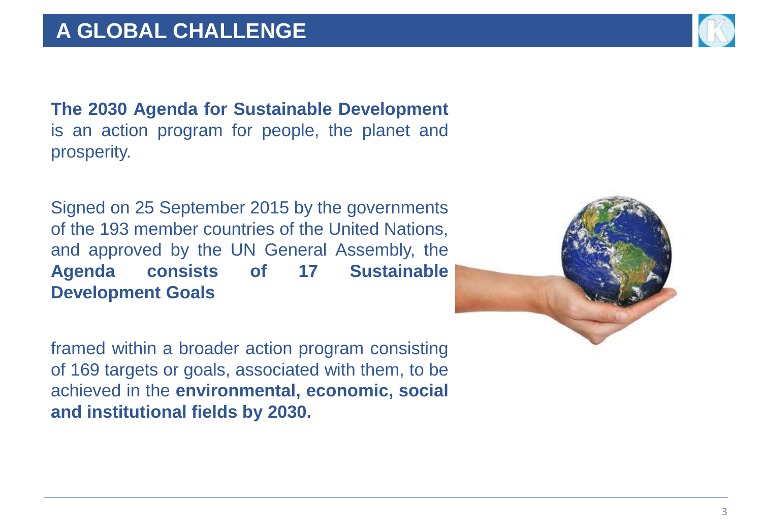# A GLOBAL CHALLENGE

**The 2030 Agenda for Sustainable Development** is an action program for people, the planet and prosperity.

Signed on 25 September 2015 by the governments of the 193 member countries of the United Nations, and approved by the UN General Assembly, the **Agenda consists of 17 Sustainable Development Goals**

framed within a broader action program consisting of 169 targets or goals, associated with them, to be achieved in the **environmental, economic, social and institutional fields by 2030.**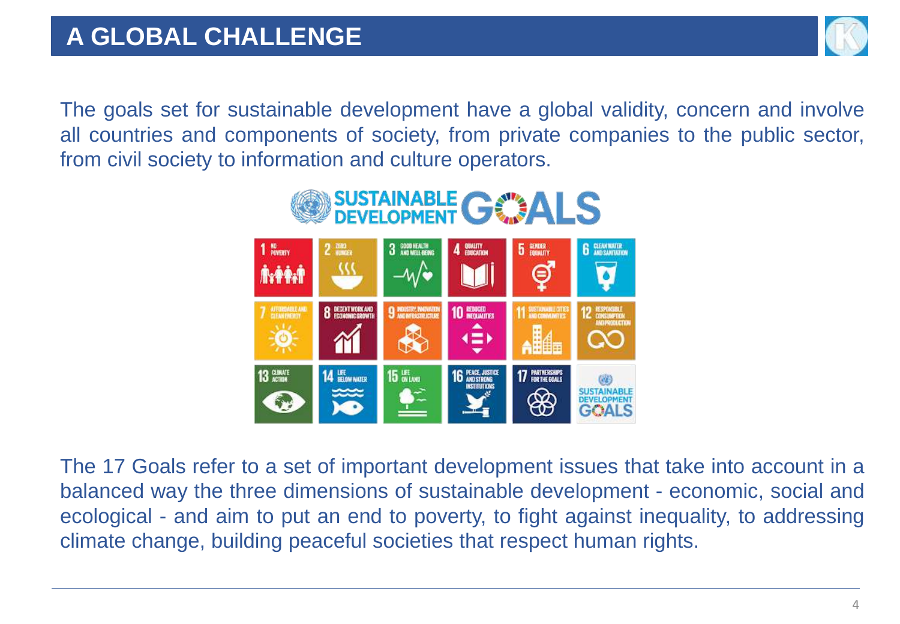# A GLOBAL CHALLENGE

The goals set for sustainable development have a global validity, concern and involve all countries and components of society, from private companies to the public sector, from civil society to information and culture operators.

The 17 Goals refer to a set of important development issues that take into account in a balanced way the three dimensions of sustainable development - economic, social and ecological - and aim to put an end to poverty, to fight against inequality, to addressing climate change, building peaceful societies that respect human rights.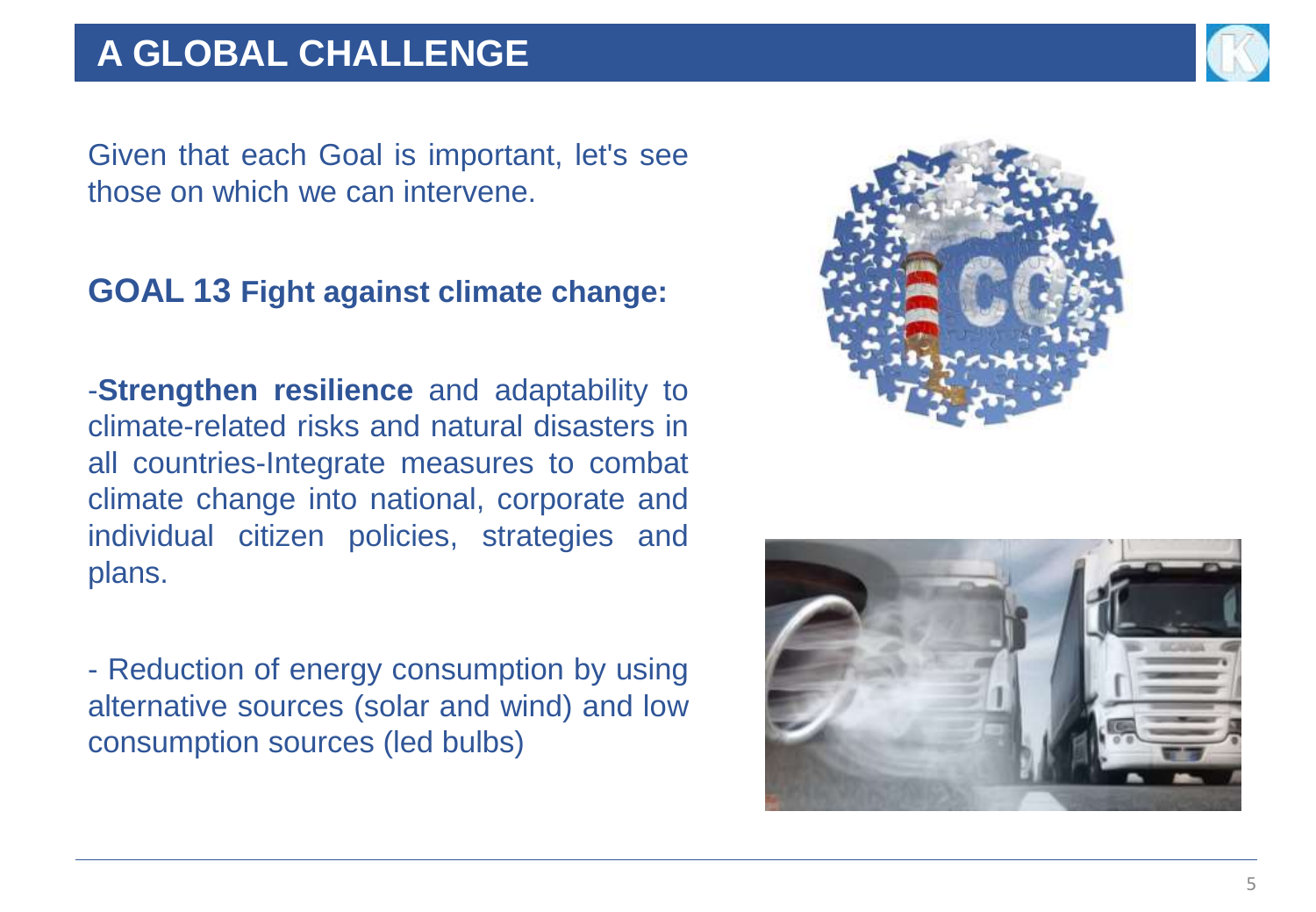# A GLOBAL CHALLENGE

Given that each Goal is important, let's see those on which we can intervene.

**GOAL 13 Fight against climate change:**

-**Strengthen resilience** and adaptability to climate-related risks and natural disasters in all countries-Integrate measures to combat climate change into national, corporate and individual citizen policies, strategies and plans.

- Reduction of energy consumption by using alternative sources (solar and wind) and low consumption sources (led bulbs)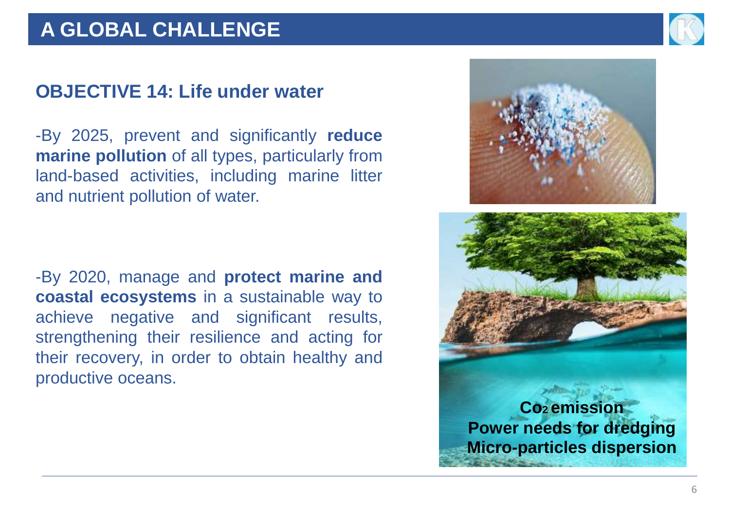# A GLOBAL CHALLENGE

## OBJECTIVE 14: Life under water

-By 2025, prevent and significantly **reduce marine pollution** of all types, particularly from land-based activities, including marine litter and nutrient pollution of water.

-By 2020, manage and **protect marine and coastal ecosystems** in a sustainable way to achieve negative and significant results, strengthening their resilience and acting for their recovery, in order to obtain healthy and productive oceans.

**$Co_2$ emission**
**Power needs for dredging**
**Micro-particles dispersion**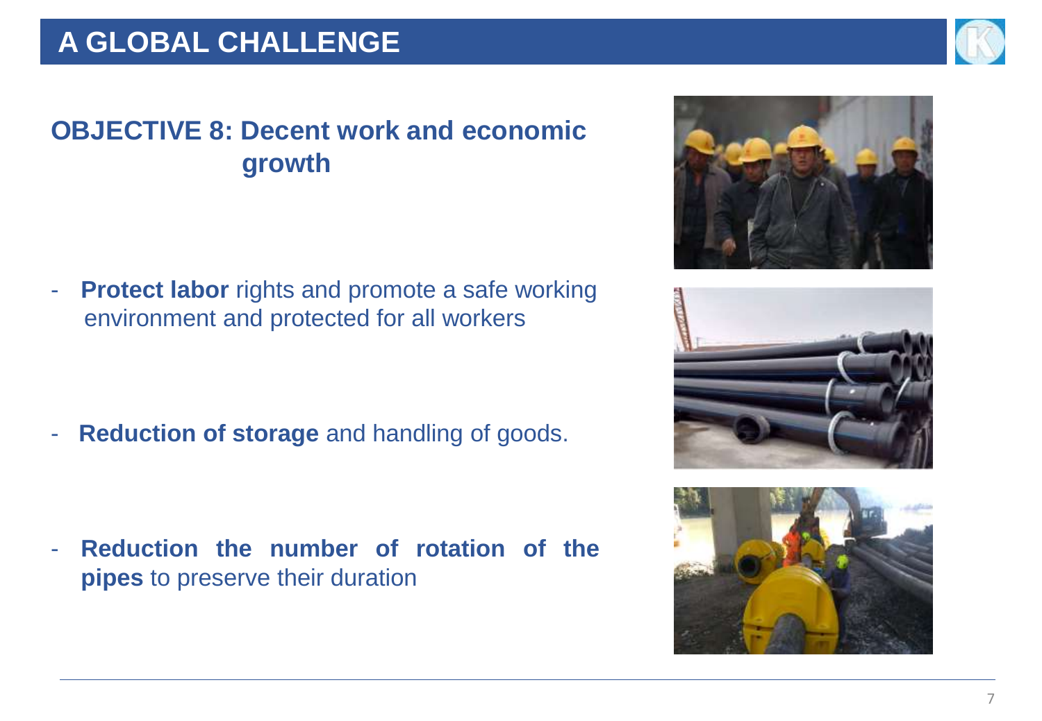# A GLOBAL CHALLENGE

## OBJECTIVE 8: Decent work and economic growth

- **Protect labor** rights and promote a safe working environment and protected for all workers

- **Reduction of storage** and handling of goods.

- **Reduction the number of rotation of the pipes** to preserve their duration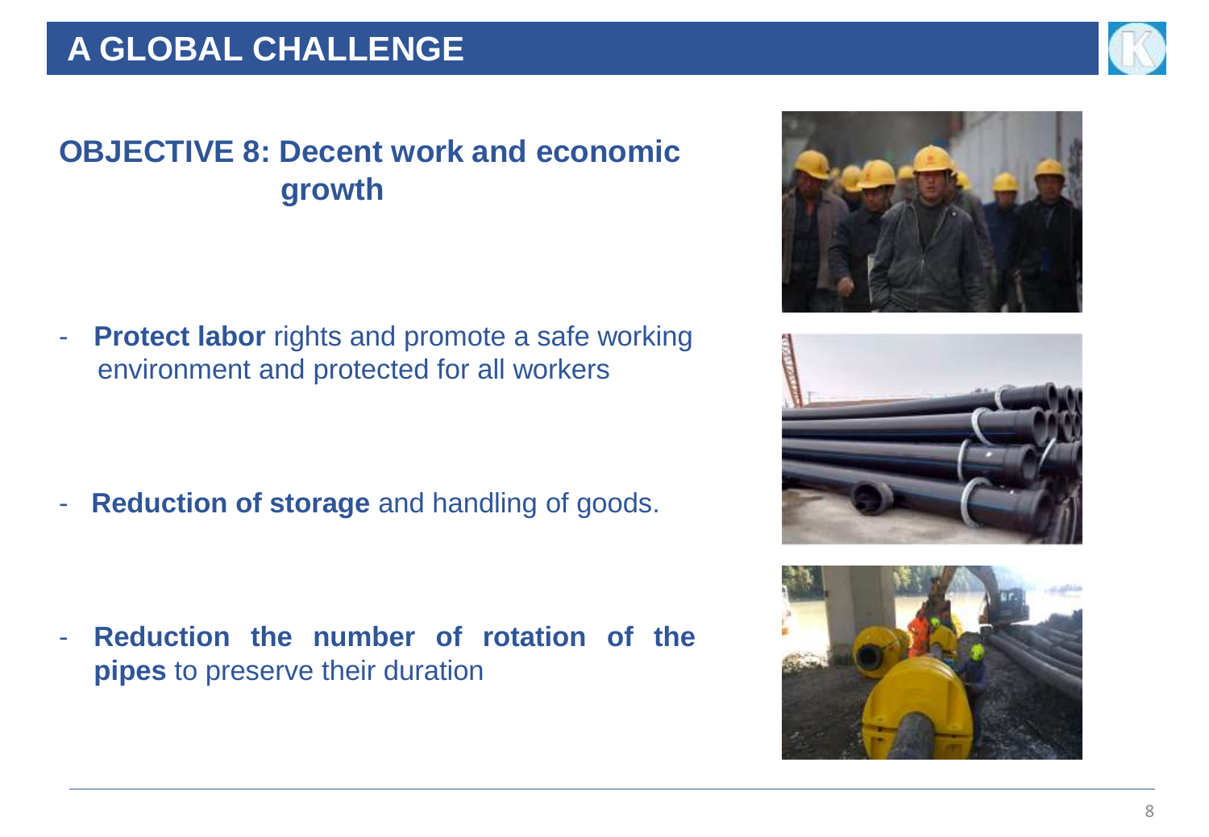# A GLOBAL CHALLENGE

## OBJECTIVE 8: Decent work and economic growth

- **Protect labor** rights and promote a safe working environment and protected for all workers

- **Reduction of storage** and handling of goods.

- **Reduction the number of rotation of the pipes** to preserve their duration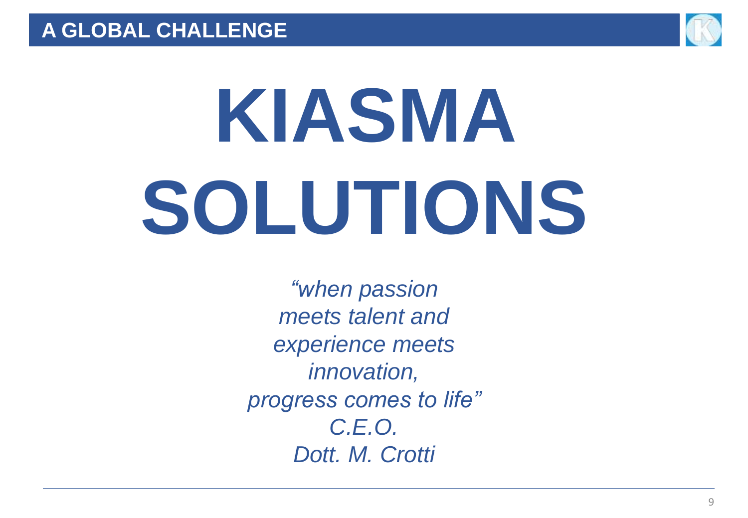## A GLOBAL CHALLENGE

# KIASMA SOLUTIONS

*"when passion meets talent and experience meets innovation, progress comes to life"*

*C.E.O.*

*Dott. M. Crotti*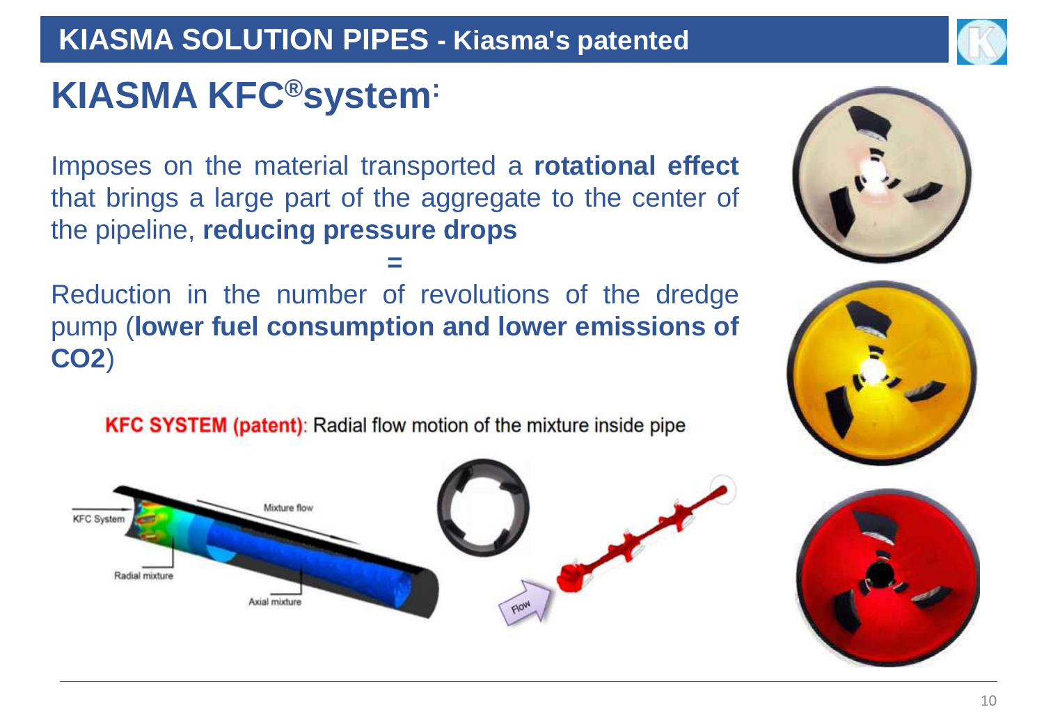# KIASMA SOLUTION PIPES - Kiasma's patented

## KIASMA KFC®system:

Imposes on the material transported a **rotational effect** that brings a large part of the aggregate to the center of the pipeline, **reducing pressure drops**

=

Reduction in the number of revolutions of the dredge pump (**lower fuel consumption and lower emissions of CO2**)

**KFC SYSTEM (patent)**: Radial flow motion of the mixture inside pipe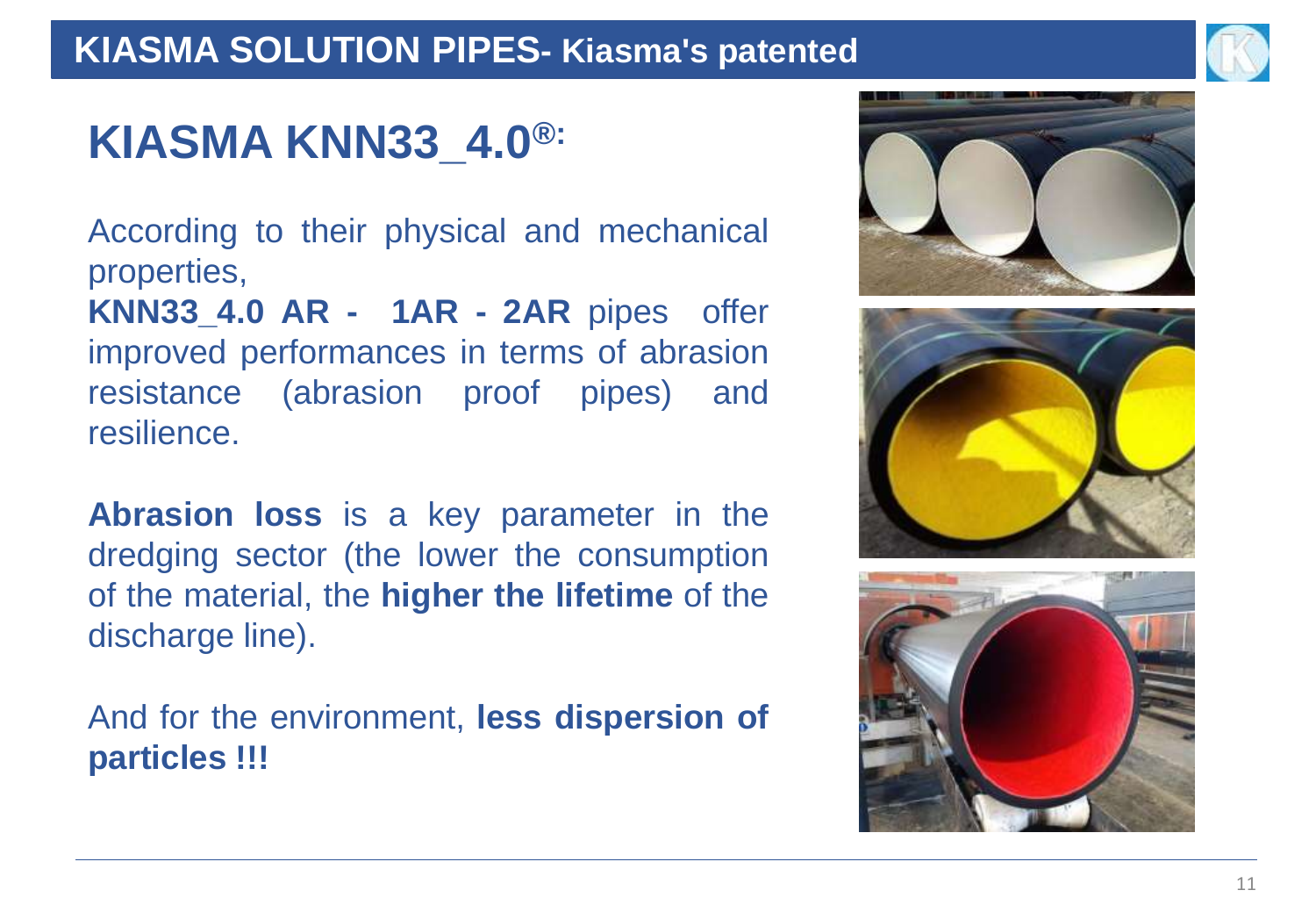## KIASMA SOLUTION PIPES- Kiasma's patented

# KIASMA KNN33_4.0®:

According to their physical and mechanical properties,
**KNN33_4.0 AR - 1AR - 2AR** pipes offer improved performances in terms of abrasion resistance (abrasion proof pipes) and resilience.

**Abrasion loss** is a key parameter in the dredging sector (the lower the consumption of the material, the **higher the lifetime** of the discharge line).

And for the environment, **less dispersion of particles !!!**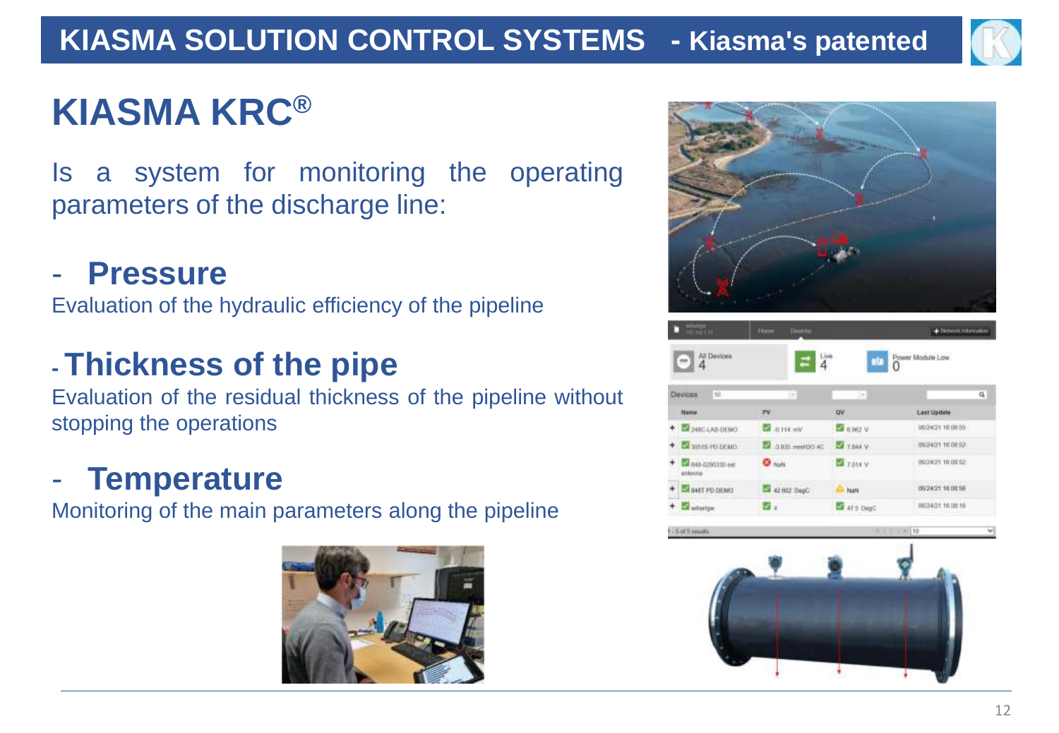# KIASMA SOLUTION CONTROL SYSTEMS - Kiasma's patented

## KIASMA KRC®

Is a system for monitoring the operating parameters of the discharge line:

- **Pressure**

Evaluation of the hydraulic efficiency of the pipeline

- **Thickness of the pipe**

Evaluation of the residual thickness of the pipeline without stopping the operations

- **Temperature**

Monitoring of the main parameters along the pipeline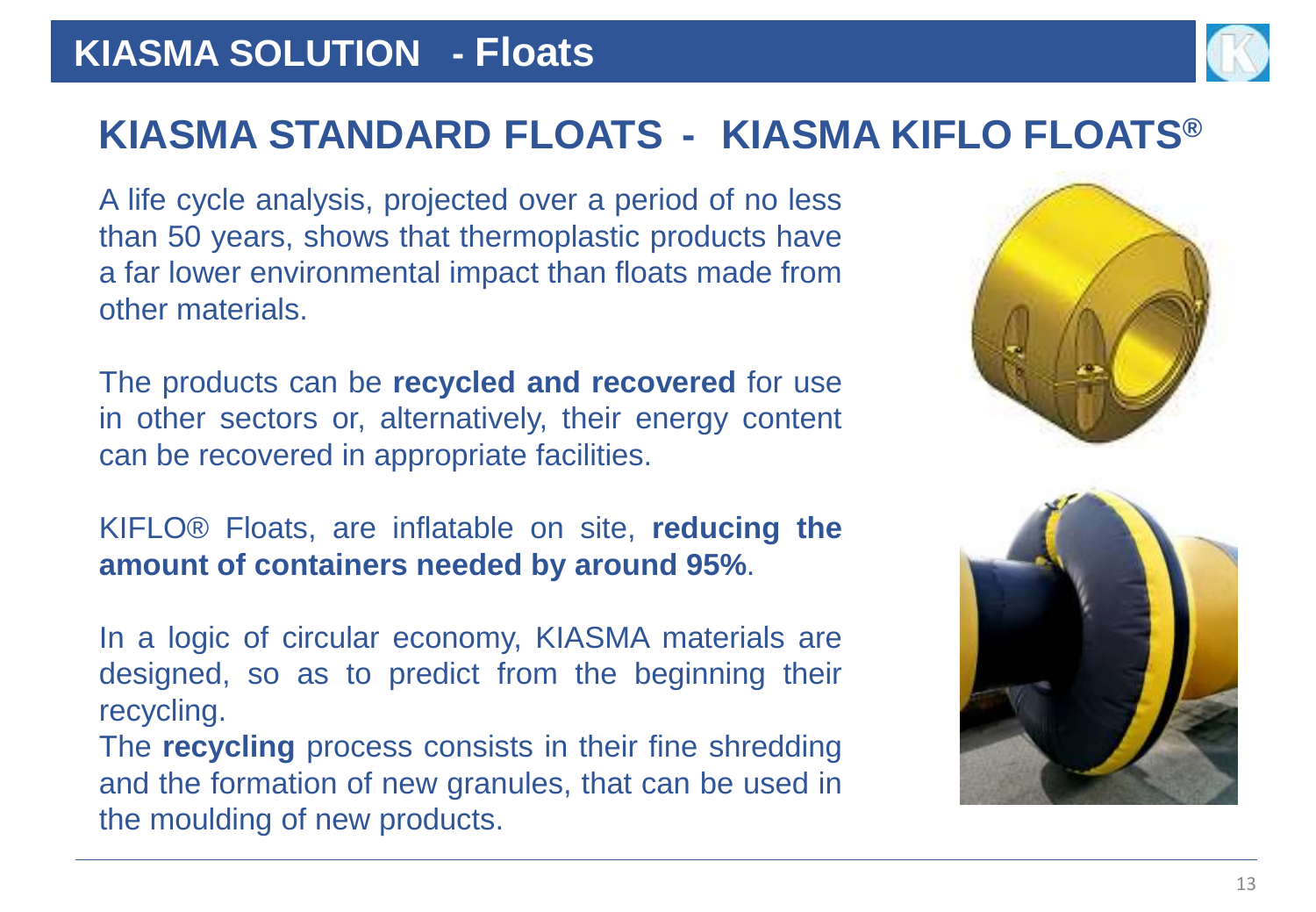# KIASMA SOLUTION - Floats

## KIASMA STANDARD FLOATS - KIASMA KIFLO FLOATS®

A life cycle analysis, projected over a period of no less than 50 years, shows that thermoplastic products have a far lower environmental impact than floats made from other materials.

The products can be **recycled and recovered** for use in other sectors or, alternatively, their energy content can be recovered in appropriate facilities.

KIFLO® Floats, are inflatable on site, **reducing the amount of containers needed by around 95%**.

In a logic of circular economy, KIASMA materials are designed, so as to predict from the beginning their recycling.
The **recycling** process consists in their fine shredding and the formation of new granules, that can be used in the moulding of new products.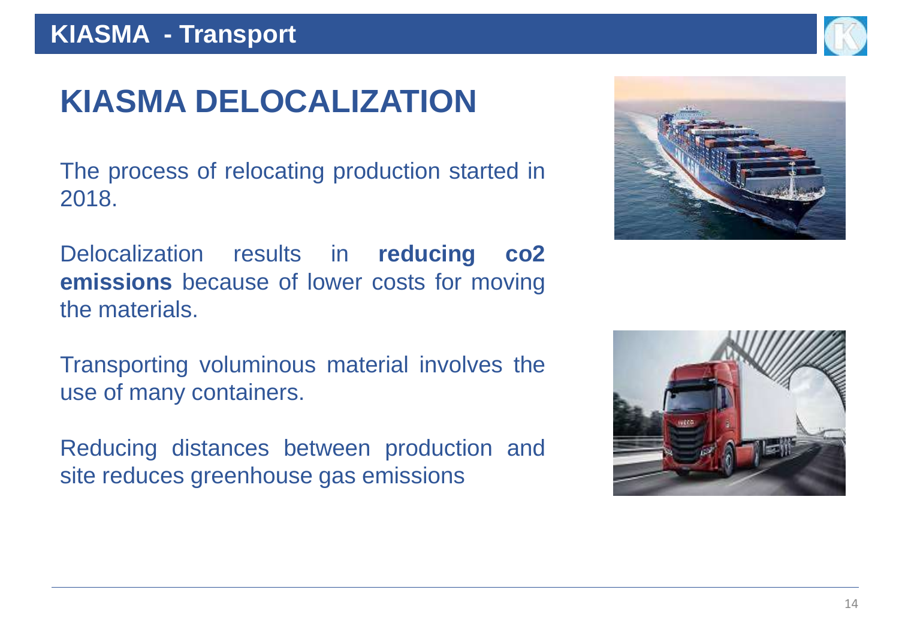# KIASMA DELOCALIZATION

The process of relocating production started in 2018.

Delocalization results in **reducing co2 emissions** because of lower costs for moving the materials.

Transporting voluminous material involves the use of many containers.

Reducing distances between production and site reduces greenhouse gas emissions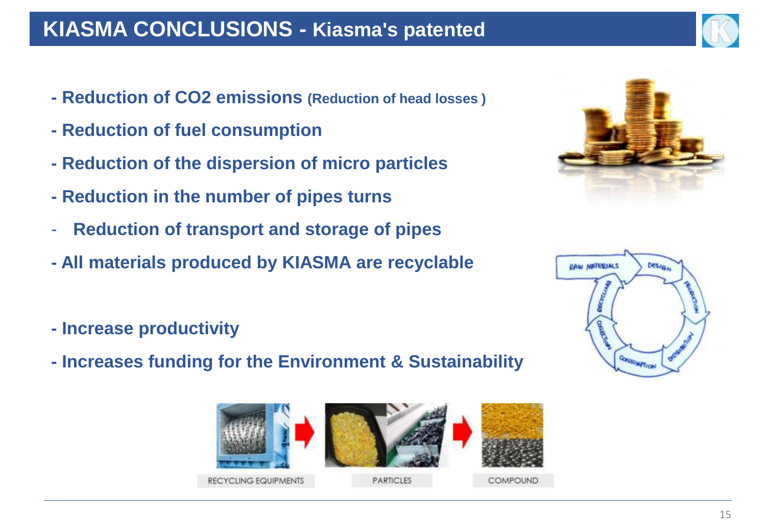# KIASMA CONCLUSIONS - Kiasma's patented

- **Reduction of $CO_2$ emissions** (Reduction of head losses )
- **Reduction of fuel consumption**
- **Reduction of the dispersion of micro particles**
- **Reduction in the number of pipes turns**
- **Reduction of transport and storage of pipes**
- **All materials produced by KIASMA are recyclable**

- **Increase productivity**
- **Increases funding for the Environment & Sustainability**

RECYCLING EQUIPMENTS → PARTICLES → COMPOUND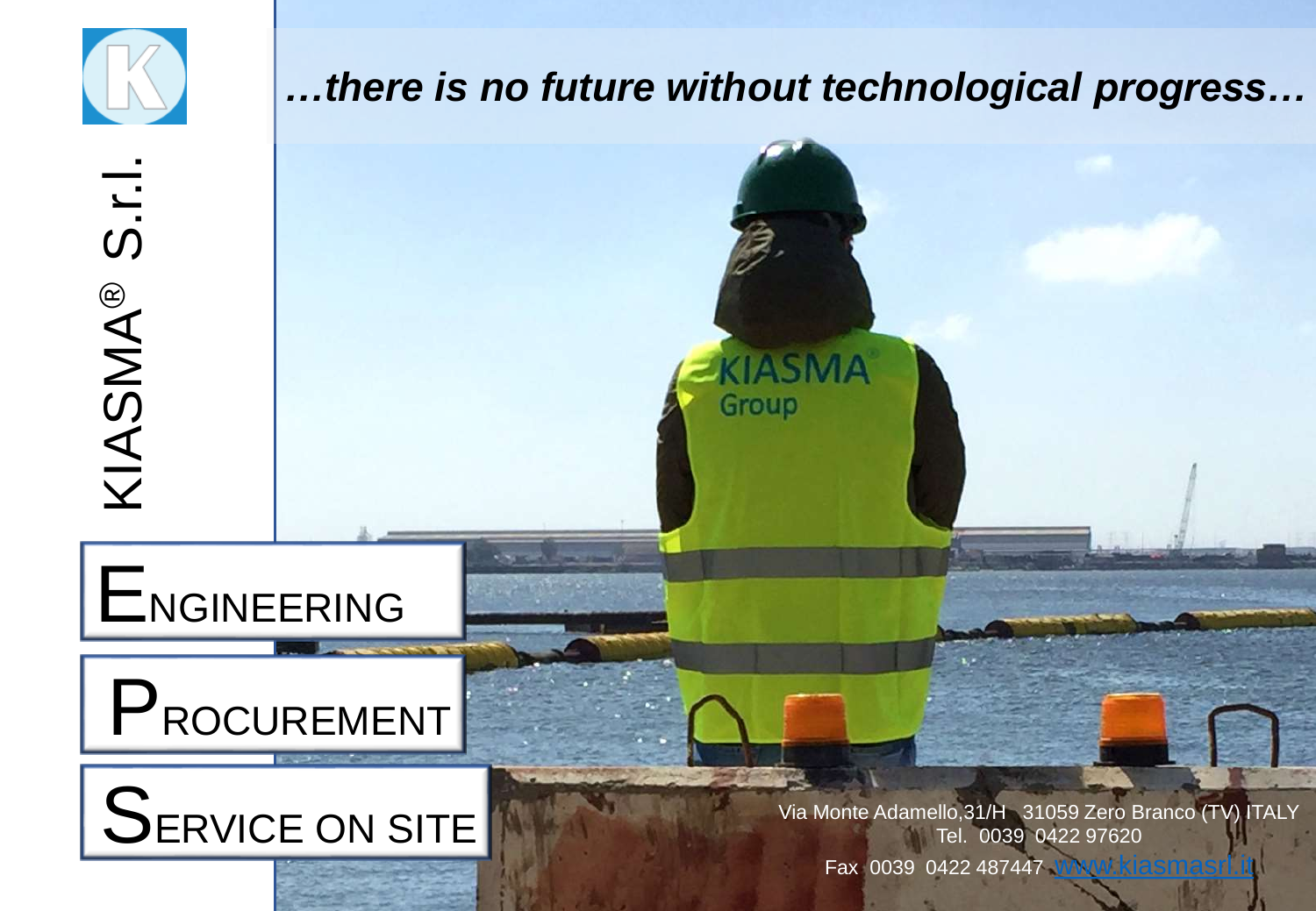KIASMA® S.r.l.

*…there is no future without technological progress…*

ENGINEERING

PROCUREMENT

SERVICE ON SITE

Via Monte Adamello,31/H 31059 Zero Branco (TV) ITALY
Tel. 0039 0422 97620
Fax 0039 0422 487447 www.kiasmasrl.it